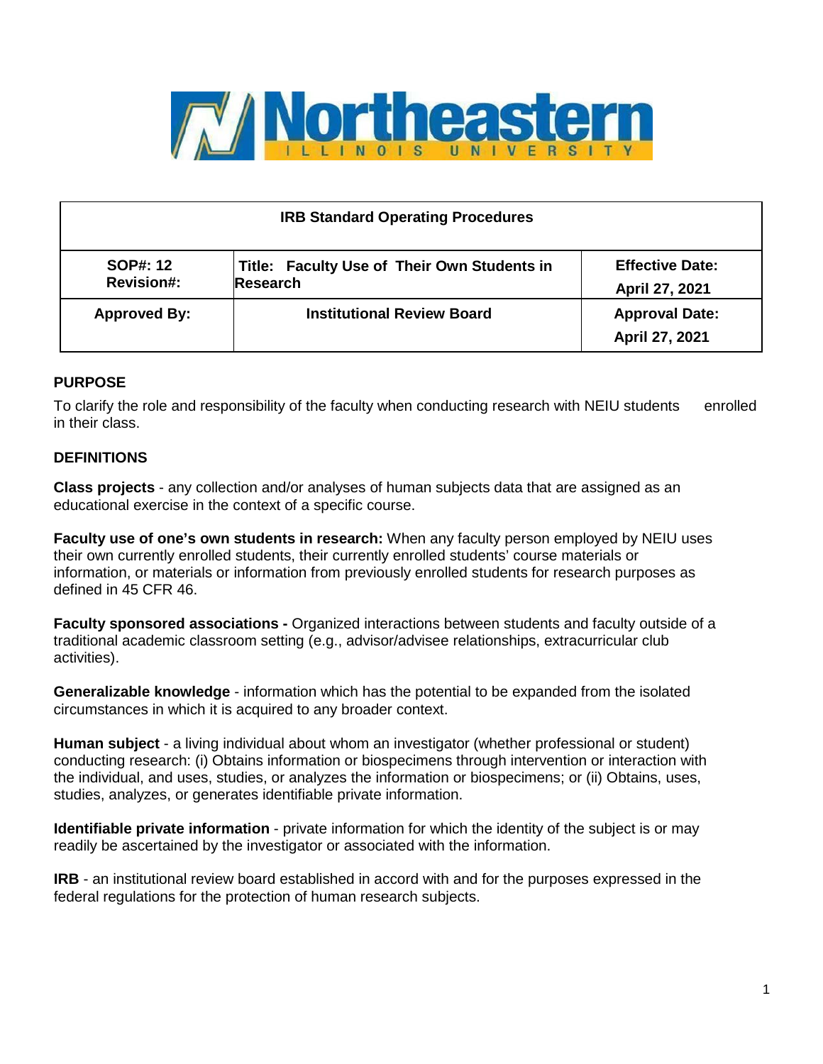| IRB Standard Operating Procedures | | |
|---|---|---|
| **SOP#: 12**<br>**Revision#:** | **Title: Faculty Use of Their Own Students in Research** | **Effective Date:**<br>**April 27, 2021** |
| **Approved By:** | **Institutional Review Board** | **Approval Date:**<br>**April 27, 2021** |

## PURPOSE

To clarify the role and responsibility of the faculty when conducting research with NEIU students enrolled in their class.

## DEFINITIONS

**Class projects** - any collection and/or analyses of human subjects data that are assigned as an educational exercise in the context of a specific course.

**Faculty use of one's own students in research:** When any faculty person employed by NEIU uses their own currently enrolled students, their currently enrolled students' course materials or information, or materials or information from previously enrolled students for research purposes as defined in 45 CFR 46.

**Faculty sponsored associations -** Organized interactions between students and faculty outside of a traditional academic classroom setting (e.g., advisor/advisee relationships, extracurricular club activities).

**Generalizable knowledge** - information which has the potential to be expanded from the isolated circumstances in which it is acquired to any broader context.

**Human subject** - a living individual about whom an investigator (whether professional or student) conducting research: (i) Obtains information or biospecimens through intervention or interaction with the individual, and uses, studies, or analyzes the information or biospecimens; or (ii) Obtains, uses, studies, analyzes, or generates identifiable private information.

**Identifiable private information** - private information for which the identity of the subject is or may readily be ascertained by the investigator or associated with the information.

**IRB** - an institutional review board established in accord with and for the purposes expressed in the federal regulations for the protection of human research subjects.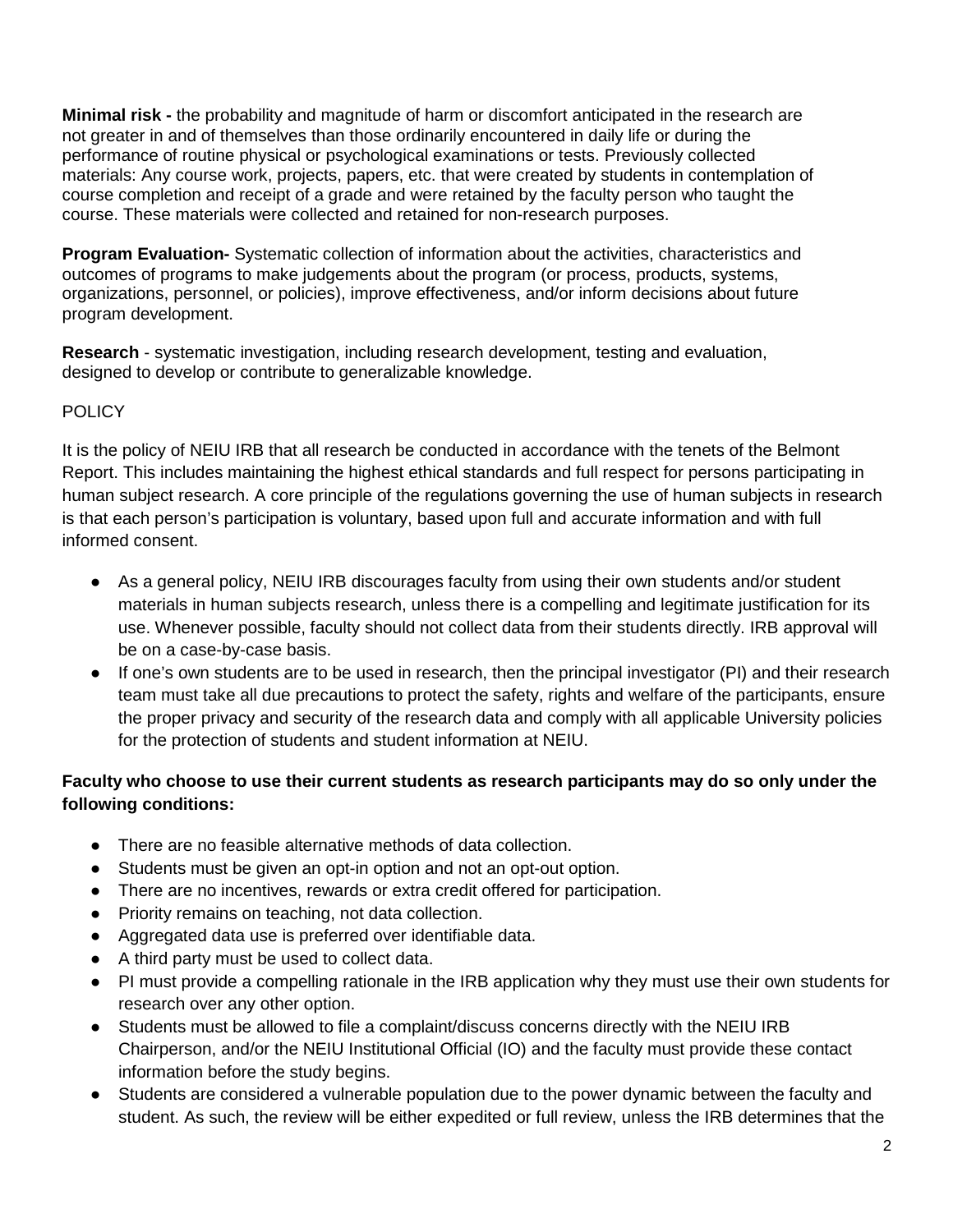**Minimal risk -** the probability and magnitude of harm or discomfort anticipated in the research are not greater in and of themselves than those ordinarily encountered in daily life or during the performance of routine physical or psychological examinations or tests. Previously collected materials: Any course work, projects, papers, etc. that were created by students in contemplation of course completion and receipt of a grade and were retained by the faculty person who taught the course. These materials were collected and retained for non-research purposes.

**Program Evaluation-** Systematic collection of information about the activities, characteristics and outcomes of programs to make judgements about the program (or process, products, systems, organizations, personnel, or policies), improve effectiveness, and/or inform decisions about future program development.

**Research** - systematic investigation, including research development, testing and evaluation, designed to develop or contribute to generalizable knowledge.

POLICY

It is the policy of NEIU IRB that all research be conducted in accordance with the tenets of the Belmont Report. This includes maintaining the highest ethical standards and full respect for persons participating in human subject research. A core principle of the regulations governing the use of human subjects in research is that each person's participation is voluntary, based upon full and accurate information and with full informed consent.

- As a general policy, NEIU IRB discourages faculty from using their own students and/or student materials in human subjects research, unless there is a compelling and legitimate justification for its use. Whenever possible, faculty should not collect data from their students directly. IRB approval will be on a case-by-case basis.
- If one's own students are to be used in research, then the principal investigator (PI) and their research team must take all due precautions to protect the safety, rights and welfare of the participants, ensure the proper privacy and security of the research data and comply with all applicable University policies for the protection of students and student information at NEIU.

**Faculty who choose to use their current students as research participants may do so only under the following conditions:**

- There are no feasible alternative methods of data collection.
- Students must be given an opt-in option and not an opt-out option.
- There are no incentives, rewards or extra credit offered for participation.
- Priority remains on teaching, not data collection.
- Aggregated data use is preferred over identifiable data.
- A third party must be used to collect data.
- PI must provide a compelling rationale in the IRB application why they must use their own students for research over any other option.
- Students must be allowed to file a complaint/discuss concerns directly with the NEIU IRB Chairperson, and/or the NEIU Institutional Official (IO) and the faculty must provide these contact information before the study begins.
- Students are considered a vulnerable population due to the power dynamic between the faculty and student. As such, the review will be either expedited or full review, unless the IRB determines that the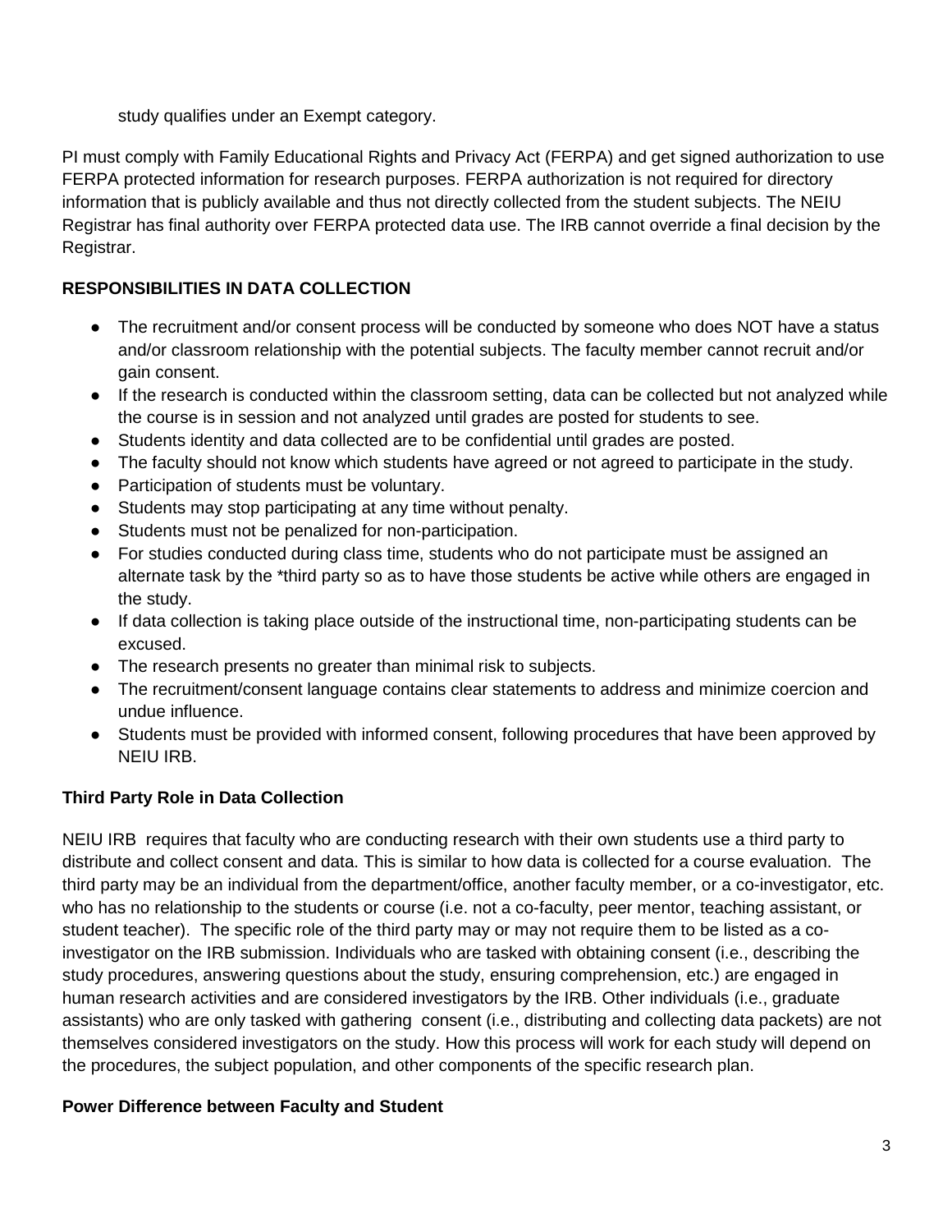study qualifies under an Exempt category.

PI must comply with Family Educational Rights and Privacy Act (FERPA) and get signed authorization to use FERPA protected information for research purposes. FERPA authorization is not required for directory information that is publicly available and thus not directly collected from the student subjects. The NEIU Registrar has final authority over FERPA protected data use. The IRB cannot override a final decision by the Registrar.

**RESPONSIBILITIES IN DATA COLLECTION**

- The recruitment and/or consent process will be conducted by someone who does NOT have a status and/or classroom relationship with the potential subjects. The faculty member cannot recruit and/or gain consent.
- If the research is conducted within the classroom setting, data can be collected but not analyzed while the course is in session and not analyzed until grades are posted for students to see.
- Students identity and data collected are to be confidential until grades are posted.
- The faculty should not know which students have agreed or not agreed to participate in the study.
- Participation of students must be voluntary.
- Students may stop participating at any time without penalty.
- Students must not be penalized for non-participation.
- For studies conducted during class time, students who do not participate must be assigned an alternate task by the *third party so as to have those students be active while others are engaged in the study.
- If data collection is taking place outside of the instructional time, non-participating students can be excused.
- The research presents no greater than minimal risk to subjects.
- The recruitment/consent language contains clear statements to address and minimize coercion and undue influence.
- Students must be provided with informed consent, following procedures that have been approved by NEIU IRB.

**Third Party Role in Data Collection**

NEIU IRB requires that faculty who are conducting research with their own students use a third party to distribute and collect consent and data. This is similar to how data is collected for a course evaluation. The third party may be an individual from the department/office, another faculty member, or a co-investigator, etc. who has no relationship to the students or course (i.e. not a co-faculty, peer mentor, teaching assistant, or student teacher). The specific role of the third party may or may not require them to be listed as a co-investigator on the IRB submission. Individuals who are tasked with obtaining consent (i.e., describing the study procedures, answering questions about the study, ensuring comprehension, etc.) are engaged in human research activities and are considered investigators by the IRB. Other individuals (i.e., graduate assistants) who are only tasked with gathering consent (i.e., distributing and collecting data packets) are not themselves considered investigators on the study. How this process will work for each study will depend on the procedures, the subject population, and other components of the specific research plan.

**Power Difference between Faculty and Student**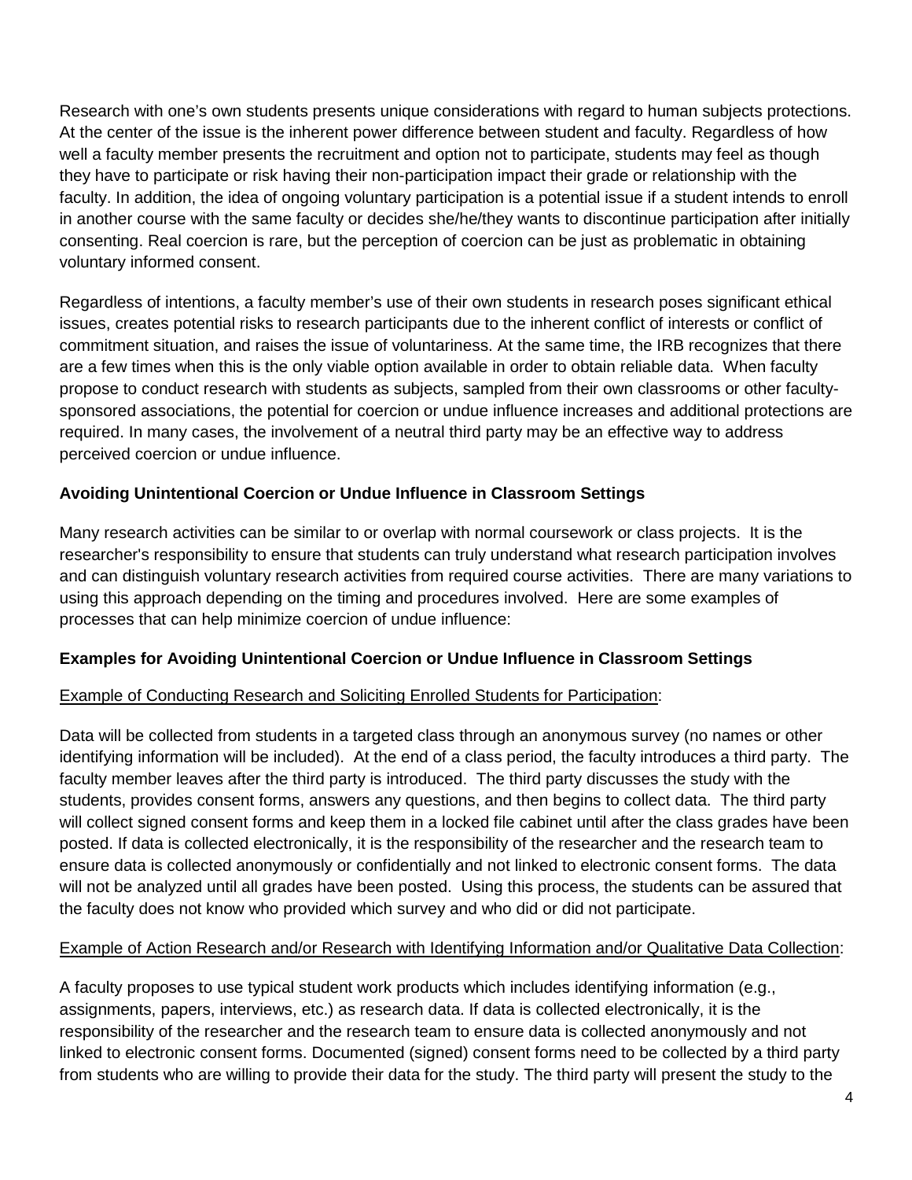Research with one's own students presents unique considerations with regard to human subjects protections. At the center of the issue is the inherent power difference between student and faculty. Regardless of how well a faculty member presents the recruitment and option not to participate, students may feel as though they have to participate or risk having their non-participation impact their grade or relationship with the faculty. In addition, the idea of ongoing voluntary participation is a potential issue if a student intends to enroll in another course with the same faculty or decides she/he/they wants to discontinue participation after initially consenting. Real coercion is rare, but the perception of coercion can be just as problematic in obtaining voluntary informed consent.

Regardless of intentions, a faculty member's use of their own students in research poses significant ethical issues, creates potential risks to research participants due to the inherent conflict of interests or conflict of commitment situation, and raises the issue of voluntariness. At the same time, the IRB recognizes that there are a few times when this is the only viable option available in order to obtain reliable data. When faculty propose to conduct research with students as subjects, sampled from their own classrooms or other faculty-sponsored associations, the potential for coercion or undue influence increases and additional protections are required. In many cases, the involvement of a neutral third party may be an effective way to address perceived coercion or undue influence.

**Avoiding Unintentional Coercion or Undue Influence in Classroom Settings**

Many research activities can be similar to or overlap with normal coursework or class projects. It is the researcher's responsibility to ensure that students can truly understand what research participation involves and can distinguish voluntary research activities from required course activities. There are many variations to using this approach depending on the timing and procedures involved. Here are some examples of processes that can help minimize coercion of undue influence:

**Examples for Avoiding Unintentional Coercion or Undue Influence in Classroom Settings**

Example of Conducting Research and Soliciting Enrolled Students for Participation:

Data will be collected from students in a targeted class through an anonymous survey (no names or other identifying information will be included). At the end of a class period, the faculty introduces a third party. The faculty member leaves after the third party is introduced. The third party discusses the study with the students, provides consent forms, answers any questions, and then begins to collect data. The third party will collect signed consent forms and keep them in a locked file cabinet until after the class grades have been posted. If data is collected electronically, it is the responsibility of the researcher and the research team to ensure data is collected anonymously or confidentially and not linked to electronic consent forms. The data will not be analyzed until all grades have been posted. Using this process, the students can be assured that the faculty does not know who provided which survey and who did or did not participate.

Example of Action Research and/or Research with Identifying Information and/or Qualitative Data Collection:

A faculty proposes to use typical student work products which includes identifying information (e.g., assignments, papers, interviews, etc.) as research data. If data is collected electronically, it is the responsibility of the researcher and the research team to ensure data is collected anonymously and not linked to electronic consent forms. Documented (signed) consent forms need to be collected by a third party from students who are willing to provide their data for the study. The third party will present the study to the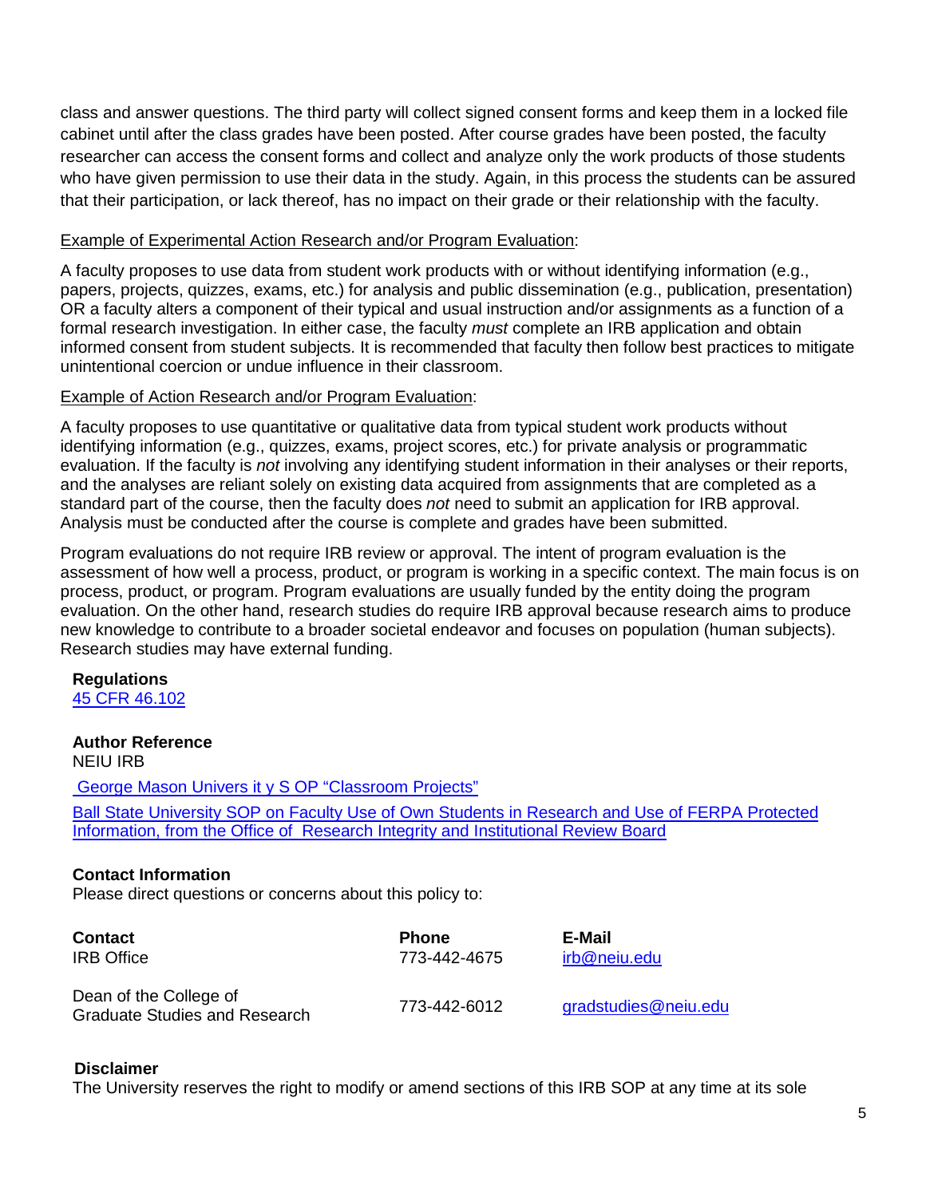class and answer questions. The third party will collect signed consent forms and keep them in a locked file cabinet until after the class grades have been posted. After course grades have been posted, the faculty researcher can access the consent forms and collect and analyze only the work products of those students who have given permission to use their data in the study. Again, in this process the students can be assured that their participation, or lack thereof, has no impact on their grade or their relationship with the faculty.

Example of Experimental Action Research and/or Program Evaluation:

A faculty proposes to use data from student work products with or without identifying information (e.g., papers, projects, quizzes, exams, etc.) for analysis and public dissemination (e.g., publication, presentation) OR a faculty alters a component of their typical and usual instruction and/or assignments as a function of a formal research investigation. In either case, the faculty *must* complete an IRB application and obtain informed consent from student subjects. It is recommended that faculty then follow best practices to mitigate unintentional coercion or undue influence in their classroom.

Example of Action Research and/or Program Evaluation:

A faculty proposes to use quantitative or qualitative data from typical student work products without identifying information (e.g., quizzes, exams, project scores, etc.) for private analysis or programmatic evaluation. If the faculty is *not* involving any identifying student information in their analyses or their reports, and the analyses are reliant solely on existing data acquired from assignments that are completed as a standard part of the course, then the faculty does *not* need to submit an application for IRB approval. Analysis must be conducted after the course is complete and grades have been submitted.

Program evaluations do not require IRB review or approval. The intent of program evaluation is the assessment of how well a process, product, or program is working in a specific context. The main focus is on process, product, or program. Program evaluations are usually funded by the entity doing the program evaluation. On the other hand, research studies do require IRB approval because research aims to produce new knowledge to contribute to a broader societal endeavor and focuses on population (human subjects). Research studies may have external funding.

**Regulations**

45 CFR 46.102

**Author Reference**

NEIU IRB

George Mason Univers it y S OP "Classroom Projects"

Ball State University SOP on Faculty Use of Own Students in Research and Use of FERPA Protected Information, from the Office of Research Integrity and Institutional Review Board

**Contact Information**

Please direct questions or concerns about this policy to:

| Contact | Phone | E-Mail |
|---|---|---|
| IRB Office | 773-442-4675 | irb@neiu.edu |
| Dean of the College of Graduate Studies and Research | 773-442-6012 | gradstudies@neiu.edu |

**Disclaimer**

The University reserves the right to modify or amend sections of this IRB SOP at any time at its sole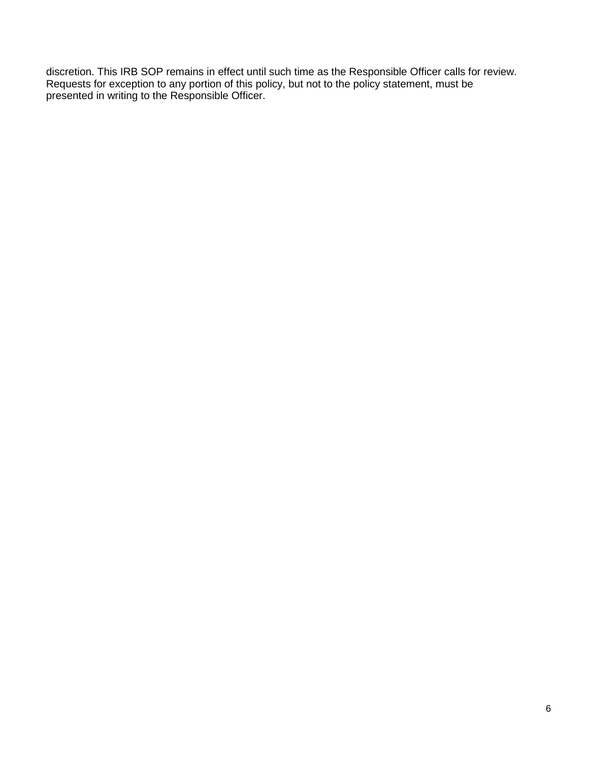discretion. This IRB SOP remains in effect until such time as the Responsible Officer calls for review. Requests for exception to any portion of this policy, but not to the policy statement, must be presented in writing to the Responsible Officer.